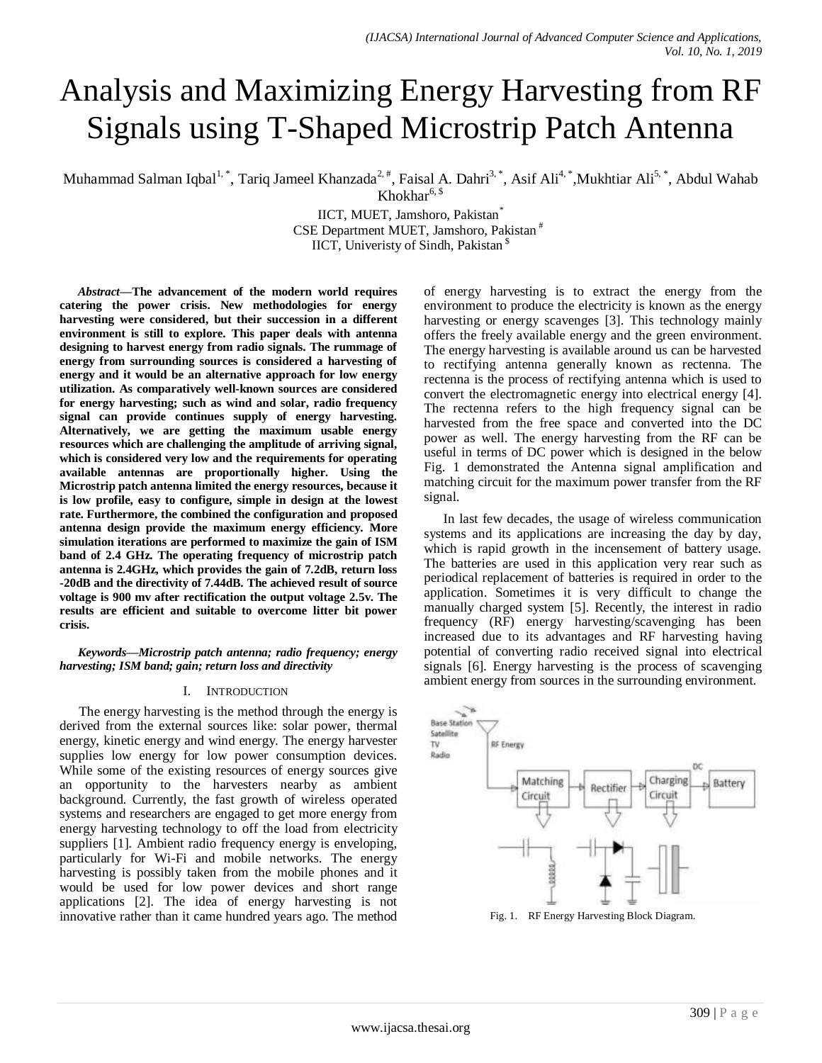# Analysis and Maximizing Energy Harvesting from RF Signals using T-Shaped Microstrip Patch Antenna

Muhammad Salman Iqbal[1, *], Tariq Jameel Khanzada[2, #], Faisal A. Dahri[3, *], Asif Ali[4, *], Mukhtiar Ali[5, *], Abdul Wahab Khokhar[6, $]

IICT, MUET, Jamshoro, Pakistan[*]
CSE Department MUET, Jamshoro, Pakistan[#]
IICT, Univeristy of Sindh, Pakistan[$]

***Abstract*—The advancement of the modern world requires catering the power crisis. New methodologies for energy harvesting were considered, but their succession in a different environment is still to explore. This paper deals with antenna designing to harvest energy from radio signals. The rummage of energy from surrounding sources is considered a harvesting of energy and it would be an alternative approach for low energy utilization. As comparatively well-known sources are considered for energy harvesting; such as wind and solar, radio frequency signal can provide continues supply of energy harvesting. Alternatively, we are getting the maximum usable energy resources which are challenging the amplitude of arriving signal, which is considered very low and the requirements for operating available antennas are proportionally higher. Using the Microstrip patch antenna limited the energy resources, because it is low profile, easy to configure, simple in design at the lowest rate. Furthermore, the combined the configuration and proposed antenna design provide the maximum energy efficiency. More simulation iterations are performed to maximize the gain of ISM band of 2.4 GHz. The operating frequency of microstrip patch antenna is 2.4GHz, which provides the gain of 7.2dB, return loss -20dB and the directivity of 7.44dB. The achieved result of source voltage is 900 mv after rectification the output voltage 2.5v. The results are efficient and suitable to overcome litter bit power crisis.**

***Keywords*—*Microstrip patch antenna; radio frequency; energy harvesting; ISM band; gain; return loss and directivity***

## I. Introduction

The energy harvesting is the method through the energy is derived from the external sources like: solar power, thermal energy, kinetic energy and wind energy. The energy harvester supplies low energy for low power consumption devices. While some of the existing resources of energy sources give an opportunity to the harvesters nearby as ambient background. Currently, the fast growth of wireless operated systems and researchers are engaged to get more energy from energy harvesting technology to off the load from electricity suppliers [1]. Ambient radio frequency energy is enveloping, particularly for Wi-Fi and mobile networks. The energy harvesting is possibly taken from the mobile phones and it would be used for low power devices and short range applications [2]. The idea of energy harvesting is not innovative rather than it came hundred years ago. The method of energy harvesting is to extract the energy from the environment to produce the electricity is known as the energy harvesting or energy scavenges [3]. This technology mainly offers the freely available energy and the green environment. The energy harvesting is available around us can be harvested to rectifying antenna generally known as rectenna. The rectenna is the process of rectifying antenna which is used to convert the electromagnetic energy into electrical energy [4]. The rectenna refers to the high frequency signal can be harvested from the free space and converted into the DC power as well. The energy harvesting from the RF can be useful in terms of DC power which is designed in the below Fig. 1 demonstrated the Antenna signal amplification and matching circuit for the maximum power transfer from the RF signal.

In last few decades, the usage of wireless communication systems and its applications are increasing the day by day, which is rapid growth in the incensement of battery usage. The batteries are used in this application very rear such as periodical replacement of batteries is required in order to the application. Sometimes it is very difficult to change the manually charged system [5]. Recently, the interest in radio frequency (RF) energy harvesting/scavenging has been increased due to its advantages and RF harvesting having potential of converting radio received signal into electrical signals [6]. Energy harvesting is the process of scavenging ambient energy from sources in the surrounding environment.

Fig. 1. RF Energy Harvesting Block Diagram.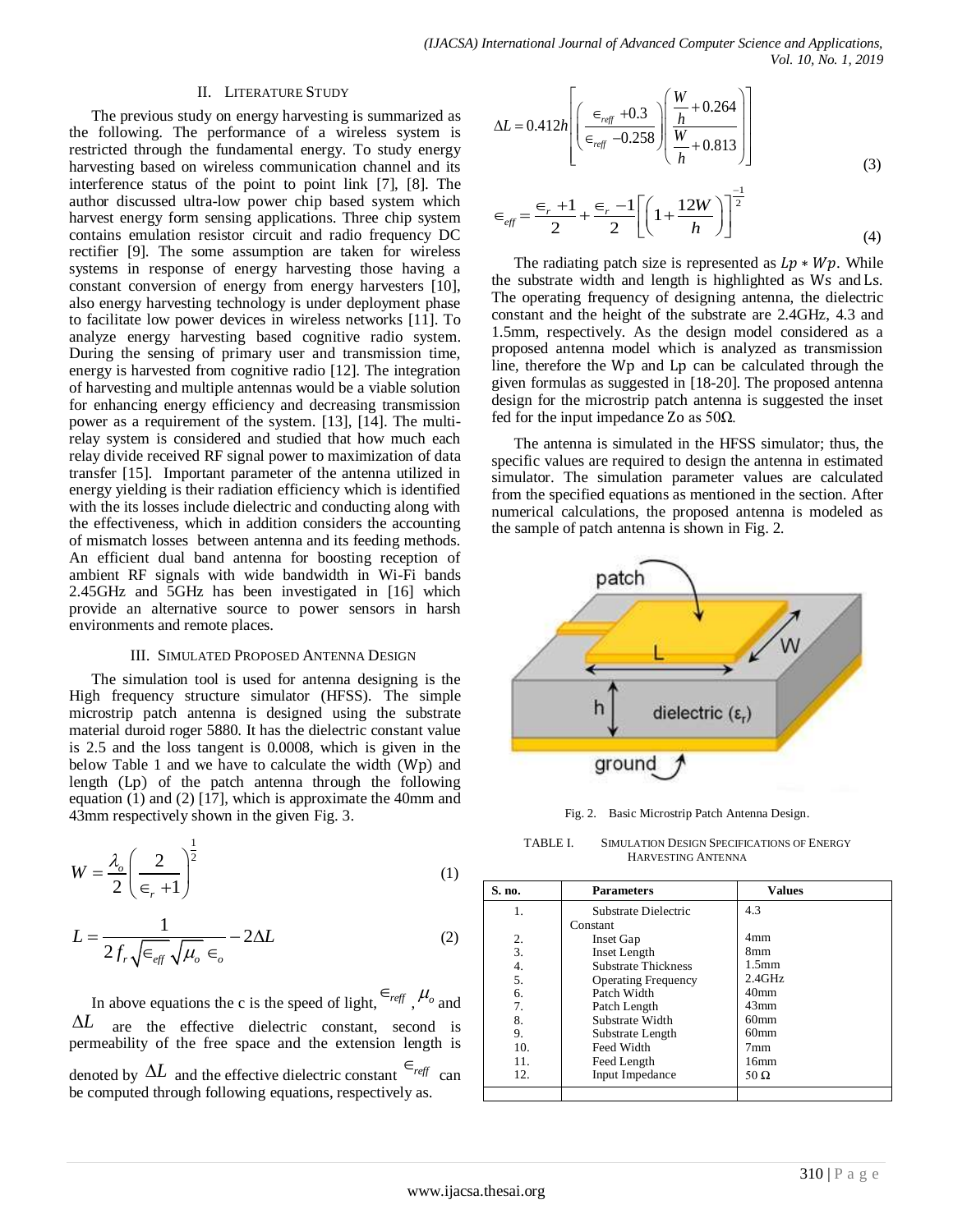## II. Literature Study

The previous study on energy harvesting is summarized as the following. The performance of a wireless system is restricted through the fundamental energy. To study energy harvesting based on wireless communication channel and its interference status of the point to point link [7], [8]. The author discussed ultra-low power chip based system which harvest energy form sensing applications. Three chip system contains emulation resistor circuit and radio frequency DC rectifier [9]. The some assumption are taken for wireless systems in response of energy harvesting those having a constant conversion of energy from energy harvesters [10], also energy harvesting technology is under deployment phase to facilitate low power devices in wireless networks [11]. To analyze energy harvesting based cognitive radio system. During the sensing of primary user and transmission time, energy is harvested from cognitive radio [12]. The integration of harvesting and multiple antennas would be a viable solution for enhancing energy efficiency and decreasing transmission power as a requirement of the system. [13], [14]. The multi-relay system is considered and studied that how much each relay divide received RF signal power to maximization of data transfer [15]. Important parameter of the antenna utilized in energy yielding is their radiation efficiency which is identified with the its losses include dielectric and conducting along with the effectiveness, which in addition considers the accounting of mismatch losses between antenna and its feeding methods. An efficient dual band antenna for boosting reception of ambient RF signals with wide bandwidth in Wi-Fi bands 2.45GHz and 5GHz has been investigated in [16] which provide an alternative source to power sensors in harsh environments and remote places.

## III. Simulated Proposed Antenna Design

The simulation tool is used for antenna designing is the High frequency structure simulator (HFSS). The simple microstrip patch antenna is designed using the substrate material duroid roger 5880. It has the dielectric constant value is 2.5 and the loss tangent is 0.0008, which is given in the below Table 1 and we have to calculate the width (Wp) and length (Lp) of the patch antenna through the following equation (1) and (2) [17], which is approximate the 40mm and 43mm respectively shown in the given Fig. 3.

$$W = \frac{\lambda_o}{2}\left(\frac{2}{\in_r + 1}\right)^{\frac{1}{2}} \tag{1}$$

$$L = \frac{1}{2 f_r \sqrt{\in_{eff}}\sqrt{\mu_o \in_o}} - 2\Delta L \tag{2}$$

In above equations the c is the speed of light, $\in_{reff}$, $\mu_o$ and $\Delta L$ are the effective dielectric constant, second is permeability of the free space and the extension length is denoted by $\Delta L$ and the effective dielectric constant $\in_{reff}$ can be computed through following equations, respectively as.

$$\Delta L = 0.412h\left[\left(\frac{\in_{reff} + 0.3}{\in_{reff} - 0.258}\right)\left(\frac{\frac{W}{h} + 0.264}{\frac{W}{h} + 0.813}\right)\right] \tag{3}$$

$$\in_{eff} = \frac{\in_r + 1}{2} + \frac{\in_r - 1}{2}\left[\left(1 + \frac{12W}{h}\right)\right]^{\frac{-1}{2}} \tag{4}$$

The radiating patch size is represented as $Lp * Wp$. While the substrate width and length is highlighted as Ws and Ls. The operating frequency of designing antenna, the dielectric constant and the height of the substrate are 2.4GHz, 4.3 and 1.5mm, respectively. As the design model considered as a proposed antenna model which is analyzed as transmission line, therefore the Wp and Lp can be calculated through the given formulas as suggested in [18-20]. The proposed antenna design for the microstrip patch antenna is suggested the inset fed for the input impedance Zo as 50Ω.

The antenna is simulated in the HFSS simulator; thus, the specific values are required to design the antenna in estimated simulator. The simulation parameter values are calculated from the specified equations as mentioned in the section. After numerical calculations, the proposed antenna is modeled as the sample of patch antenna is shown in Fig. 2.

Fig. 2. Basic Microstrip Patch Antenna Design.

TABLE I. Simulation Design Specifications of Energy Harvesting Antenna

| S. no. | Parameters | Values |
|---|---|---|
| 1. | Substrate Dielectric Constant | 4.3 |
| 2. | Inset Gap | 4mm |
| 3. | Inset Length | 8mm |
| 4. | Substrate Thickness | 1.5mm |
| 5. | Operating Frequency | 2.4GHz |
| 6. | Patch Width | 40mm |
| 7. | Patch Length | 43mm |
| 8. | Substrate Width | 60mm |
| 9. | Substrate Length | 60mm |
| 10. | Feed Width | 7mm |
| 11. | Feed Length | 16mm |
| 12. | Input Impedance | 50 Ω |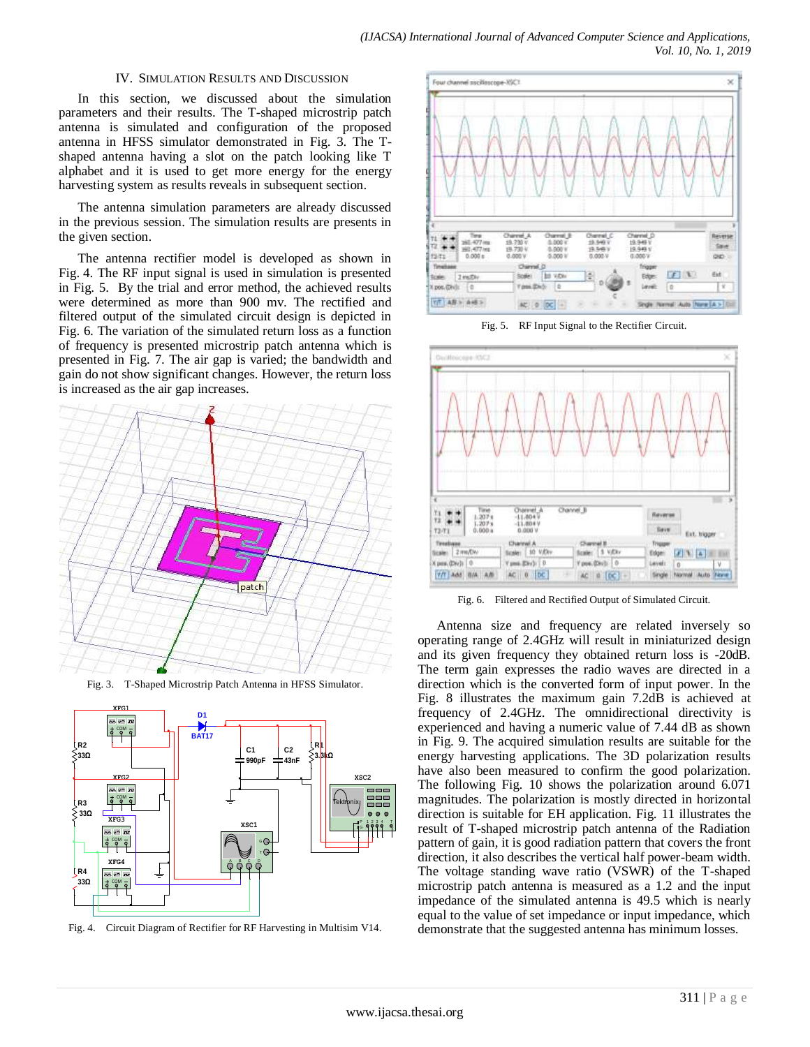## IV. Simulation Results and Discussion

In this section, we discussed about the simulation parameters and their results. The T-shaped microstrip patch antenna is simulated and configuration of the proposed antenna in HFSS simulator demonstrated in Fig. 3. The T-shaped antenna having a slot on the patch looking like T alphabet and it is used to get more energy for the energy harvesting system as results reveals in subsequent section.

The antenna simulation parameters are already discussed in the previous session. The simulation results are presents in the given section.

The antenna rectifier model is developed as shown in Fig. 4. The RF input signal is used in simulation is presented in Fig. 5. By the trial and error method, the achieved results were determined as more than 900 mv. The rectified and filtered output of the simulated circuit design is depicted in Fig. 6. The variation of the simulated return loss as a function of frequency is presented microstrip patch antenna which is presented in Fig. 7. The air gap is varied; the bandwidth and gain do not show significant changes. However, the return loss is increased as the air gap increases.

Fig. 3. T-Shaped Microstrip Patch Antenna in HFSS Simulator.

Fig. 4. Circuit Diagram of Rectifier for RF Harvesting in Multisim V14.

Fig. 5. RF Input Signal to the Rectifier Circuit.

Fig. 6. Filtered and Rectified Output of Simulated Circuit.

Antenna size and frequency are related inversely so operating range of 2.4GHz will result in miniaturized design and its given frequency they obtained return loss is -20dB. The term gain expresses the radio waves are directed in a direction which is the converted form of input power. In the Fig. 8 illustrates the maximum gain 7.2dB is achieved at frequency of 2.4GHz. The omnidirectional directivity is experienced and having a numeric value of 7.44 dB as shown in Fig. 9. The acquired simulation results are suitable for the energy harvesting applications. The 3D polarization results have also been measured to confirm the good polarization. The following Fig. 10 shows the polarization around 6.071 magnitudes. The polarization is mostly directed in horizontal direction is suitable for EH application. Fig. 11 illustrates the result of T-shaped microstrip patch antenna of the Radiation pattern of gain, it is good radiation pattern that covers the front direction, it also describes the vertical half power-beam width. The voltage standing wave ratio (VSWR) of the T-shaped microstrip patch antenna is measured as a 1.2 and the input impedance of the simulated antenna is 49.5 which is nearly equal to the value of set impedance or input impedance, which demonstrate that the suggested antenna has minimum losses.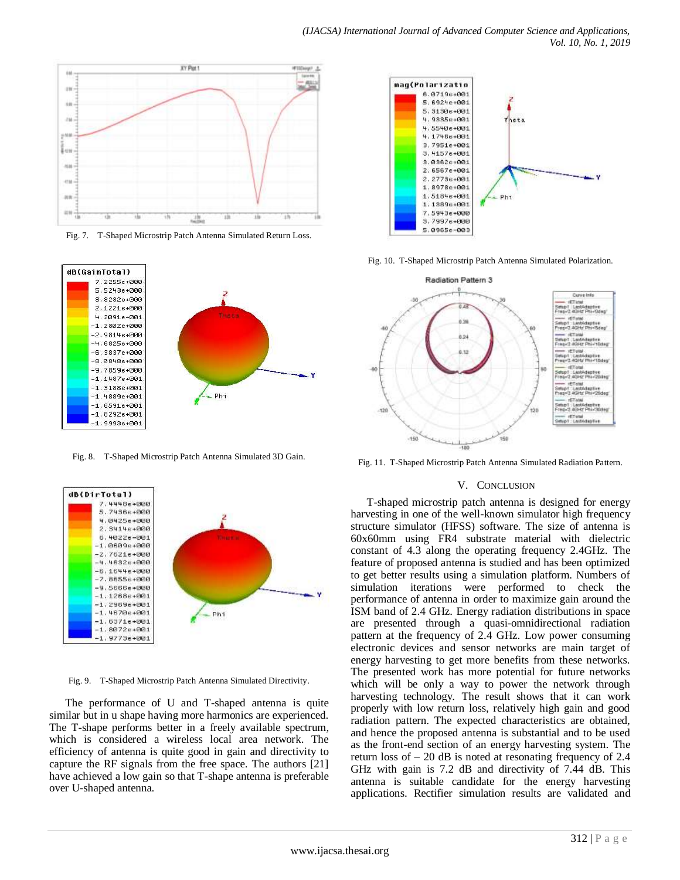Fig. 7. T-Shaped Microstrip Patch Antenna Simulated Return Loss.

Fig. 8. T-Shaped Microstrip Patch Antenna Simulated 3D Gain.

Fig. 9. T-Shaped Microstrip Patch Antenna Simulated Directivity.

The performance of U and T-shaped antenna is quite similar but in u shape having more harmonics are experienced. The T-shape performs better in a freely available spectrum, which is considered a wireless local area network. The efficiency of antenna is quite good in gain and directivity to capture the RF signals from the free space. The authors [21] have achieved a low gain so that T-shape antenna is preferable over U-shaped antenna.

Fig. 10. T-Shaped Microstrip Patch Antenna Simulated Polarization.

Fig. 11. T-Shaped Microstrip Patch Antenna Simulated Radiation Pattern.

## V. Conclusion

T-shaped microstrip patch antenna is designed for energy harvesting in one of the well-known simulator high frequency structure simulator (HFSS) software. The size of antenna is 60x60mm using FR4 substrate material with dielectric constant of 4.3 along the operating frequency 2.4GHz. The feature of proposed antenna is studied and has been optimized to get better results using a simulation platform. Numbers of simulation iterations were performed to check the performance of antenna in order to maximize gain around the ISM band of 2.4 GHz. Energy radiation distributions in space are presented through a quasi-omnidirectional radiation pattern at the frequency of 2.4 GHz. Low power consuming electronic devices and sensor networks are main target of energy harvesting to get more benefits from these networks. The presented work has more potential for future networks which will be only a way to power the network through harvesting technology. The result shows that it can work properly with low return loss, relatively high gain and good radiation pattern. The expected characteristics are obtained, and hence the proposed antenna is substantial and to be used as the front-end section of an energy harvesting system. The return loss of – 20 dB is noted at resonating frequency of 2.4 GHz with gain is 7.2 dB and directivity of 7.44 dB. This antenna is suitable candidate for the energy harvesting applications. Rectifier simulation results are validated and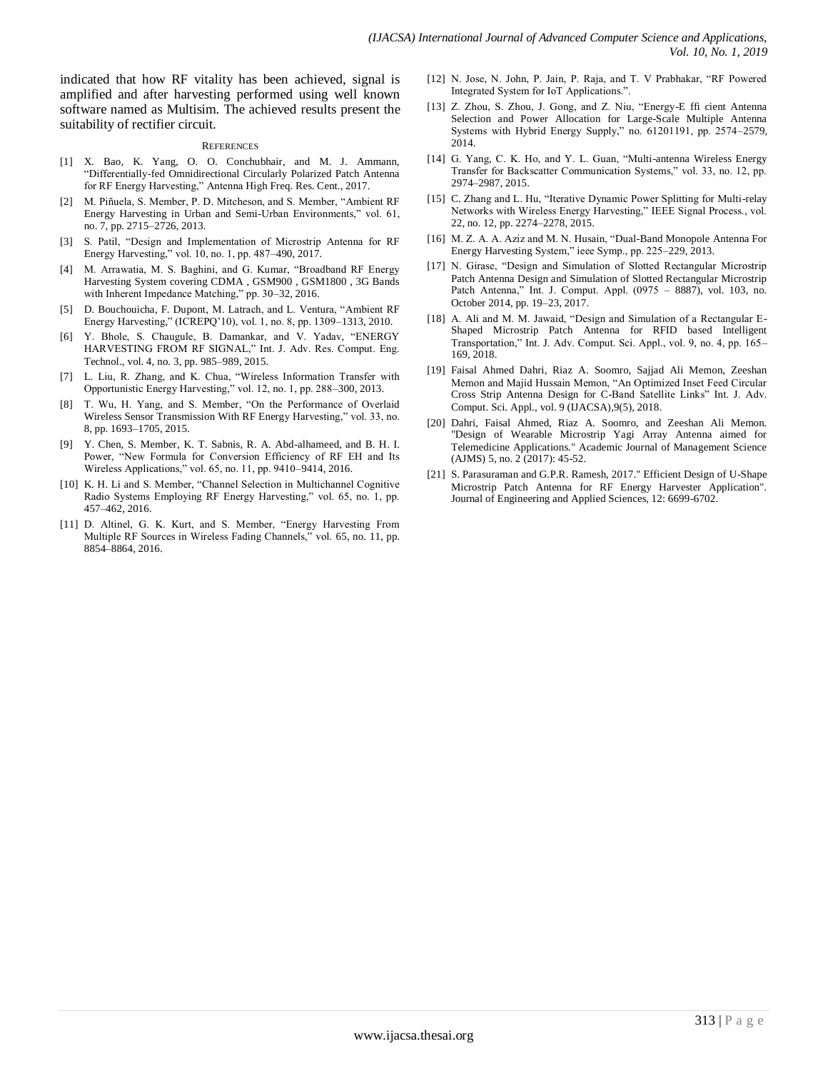indicated that how RF vitality has been achieved, signal is amplified and after harvesting performed using well known software named as Multisim. The achieved results present the suitability of rectifier circuit.

## REFERENCES

[1] X. Bao, K. Yang, O. O. Conchubhair, and M. J. Ammann, "Differentially-fed Omnidirectional Circularly Polarized Patch Antenna for RF Energy Harvesting," Antenna High Freq. Res. Cent., 2017.

[2] M. Piñuela, S. Member, P. D. Mitcheson, and S. Member, "Ambient RF Energy Harvesting in Urban and Semi-Urban Environments," vol. 61, no. 7, pp. 2715–2726, 2013.

[3] S. Patil, "Design and Implementation of Microstrip Antenna for RF Energy Harvesting," vol. 10, no. 1, pp. 487–490, 2017.

[4] M. Arrawatia, M. S. Baghini, and G. Kumar, "Broadband RF Energy Harvesting System covering CDMA , GSM900 , GSM1800 , 3G Bands with Inherent Impedance Matching," pp. 30–32, 2016.

[5] D. Bouchouicha, F. Dupont, M. Latrach, and L. Ventura, "Ambient RF Energy Harvesting," (ICREPQ'10), vol. 1, no. 8, pp. 1309–1313, 2010.

[6] Y. Bhole, S. Chaugule, B. Damankar, and V. Yadav, "ENERGY HARVESTING FROM RF SIGNAL," Int. J. Adv. Res. Comput. Eng. Technol., vol. 4, no. 3, pp. 985–989, 2015.

[7] L. Liu, R. Zhang, and K. Chua, "Wireless Information Transfer with Opportunistic Energy Harvesting," vol. 12, no. 1, pp. 288–300, 2013.

[8] T. Wu, H. Yang, and S. Member, "On the Performance of Overlaid Wireless Sensor Transmission With RF Energy Harvesting," vol. 33, no. 8, pp. 1693–1705, 2015.

[9] Y. Chen, S. Member, K. T. Sabnis, R. A. Abd-alhameed, and B. H. I. Power, "New Formula for Conversion Efficiency of RF EH and Its Wireless Applications," vol. 65, no. 11, pp. 9410–9414, 2016.

[10] K. H. Li and S. Member, "Channel Selection in Multichannel Cognitive Radio Systems Employing RF Energy Harvesting," vol. 65, no. 1, pp. 457–462, 2016.

[11] D. Altinel, G. K. Kurt, and S. Member, "Energy Harvesting From Multiple RF Sources in Wireless Fading Channels," vol. 65, no. 11, pp. 8854–8864, 2016.

[12] N. Jose, N. John, P. Jain, P. Raja, and T. V Prabhakar, "RF Powered Integrated System for IoT Applications.".

[13] Z. Zhou, S. Zhou, J. Gong, and Z. Niu, "Energy-E ffi cient Antenna Selection and Power Allocation for Large-Scale Multiple Antenna Systems with Hybrid Energy Supply," no. 61201191, pp. 2574–2579, 2014.

[14] G. Yang, C. K. Ho, and Y. L. Guan, "Multi-antenna Wireless Energy Transfer for Backscatter Communication Systems," vol. 33, no. 12, pp. 2974–2987, 2015.

[15] C. Zhang and L. Hu, "Iterative Dynamic Power Splitting for Multi-relay Networks with Wireless Energy Harvesting," IEEE Signal Process., vol. 22, no. 12, pp. 2274–2278, 2015.

[16] M. Z. A. A. Aziz and M. N. Husain, "Dual-Band Monopole Antenna For Energy Harvesting System," ieee Symp., pp. 225–229, 2013.

[17] N. Girase, "Design and Simulation of Slotted Rectangular Microstrip Patch Antenna Design and Simulation of Slotted Rectangular Microstrip Patch Antenna," Int. J. Comput. Appl. (0975 – 8887), vol. 103, no. October 2014, pp. 19–23, 2017.

[18] A. Ali and M. M. Jawaid, "Design and Simulation of a Rectangular E-Shaped Microstrip Patch Antenna for RFID based Intelligent Transportation," Int. J. Adv. Comput. Sci. Appl., vol. 9, no. 4, pp. 165–169, 2018.

[19] Faisal Ahmed Dahri, Riaz A. Soomro, Sajjad Ali Memon, Zeeshan Memon and Majid Hussain Memon, "An Optimized Inset Feed Circular Cross Strip Antenna Design for C-Band Satellite Links" Int. J. Adv. Comput. Sci. Appl., vol. 9 (IJACSA),9(5), 2018.

[20] Dahri, Faisal Ahmed, Riaz A. Soomro, and Zeeshan Ali Memon. "Design of Wearable Microstrip Yagi Array Antenna aimed for Telemedicine Applications." Academic Journal of Management Science (AJMS) 5, no. 2 (2017): 45-52.

[21] S. Parasuraman and G.P.R. Ramesh, 2017." Efficient Design of U-Shape Microstrip Patch Antenna for RF Energy Harvester Application". Journal of Engineering and Applied Sciences, 12: 6699-6702.